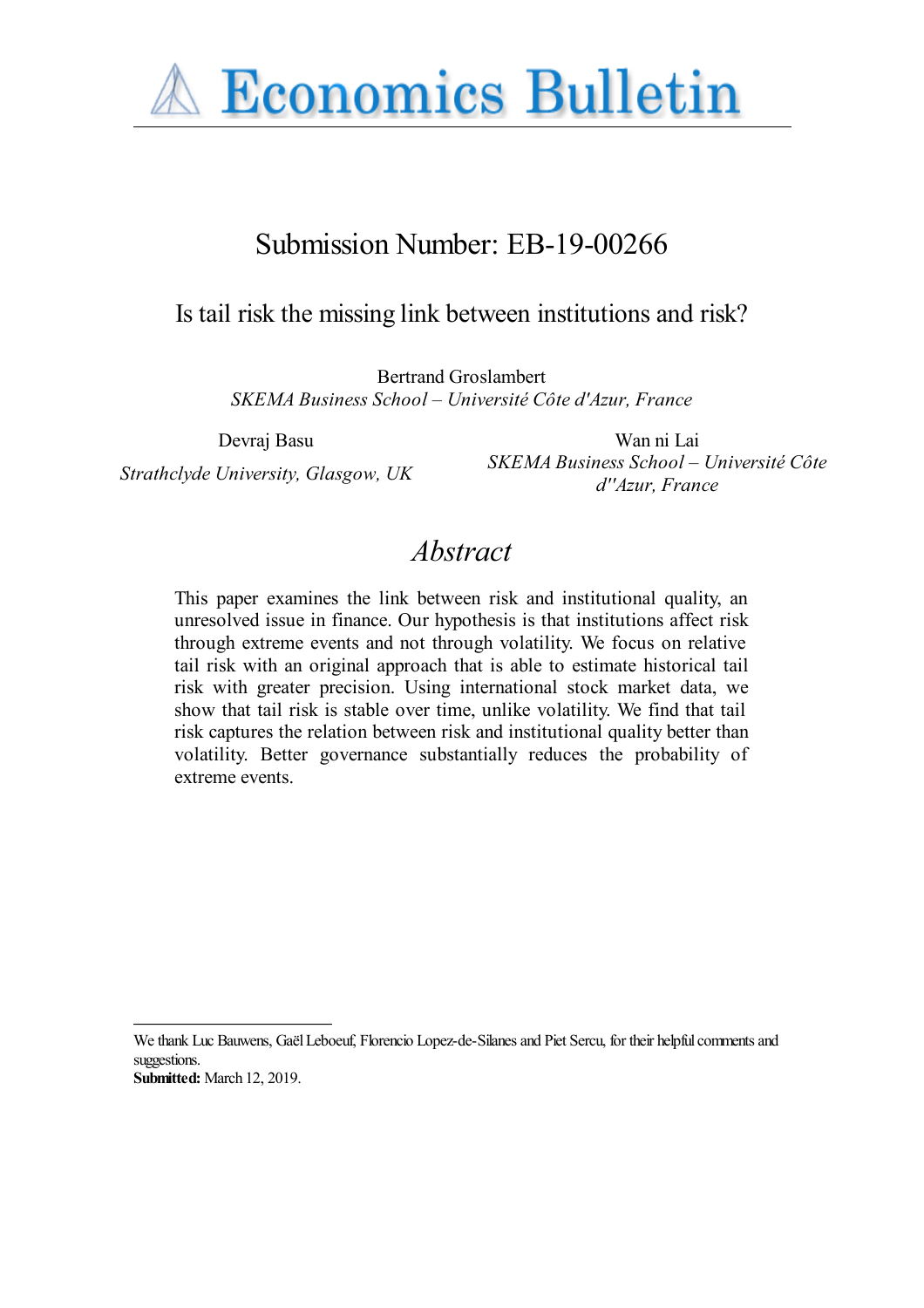# Economics Bulletin

## Submission Number: EB-19-00266

### Is tail risk the missing link between institutions and risk?

Bertrand Groslambert
*SKEMA Business School – Université Côte d'Azur, France*

Devraj Basu
*Strathclyde University, Glasgow, UK*

Wan ni Lai
*SKEMA Business School – Université Côte d''Azur, France*

## *Abstract*

This paper examines the link between risk and institutional quality, an unresolved issue in finance. Our hypothesis is that institutions affect risk through extreme events and not through volatility. We focus on relative tail risk with an original approach that is able to estimate historical tail risk with greater precision. Using international stock market data, we show that tail risk is stable over time, unlike volatility. We find that tail risk captures the relation between risk and institutional quality better than volatility. Better governance substantially reduces the probability of extreme events.

---

We thank Luc Bauwens, Gaël Leboeuf, Florencio Lopez-de-Silanes and Piet Sercu, for their helpful comments and suggestions.
**Submitted:** March 12, 2019.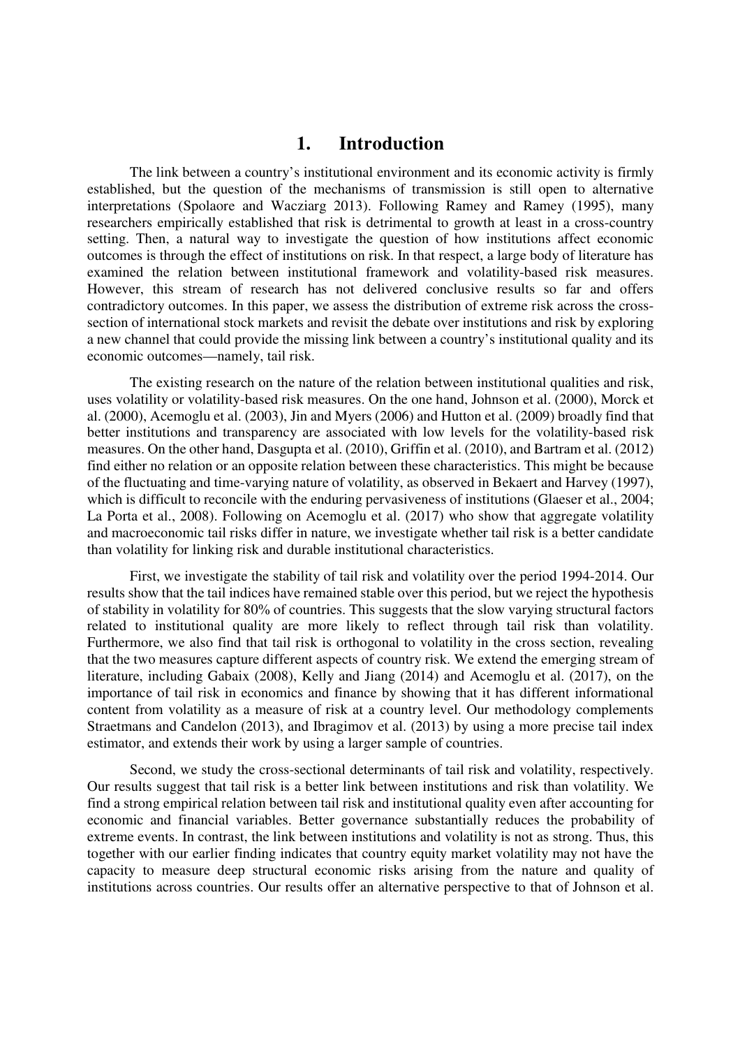# 1. Introduction

The link between a country's institutional environment and its economic activity is firmly established, but the question of the mechanisms of transmission is still open to alternative interpretations (Spolaore and Wacziarg 2013). Following Ramey and Ramey (1995), many researchers empirically established that risk is detrimental to growth at least in a cross-country setting. Then, a natural way to investigate the question of how institutions affect economic outcomes is through the effect of institutions on risk. In that respect, a large body of literature has examined the relation between institutional framework and volatility-based risk measures. However, this stream of research has not delivered conclusive results so far and offers contradictory outcomes. In this paper, we assess the distribution of extreme risk across the cross-section of international stock markets and revisit the debate over institutions and risk by exploring a new channel that could provide the missing link between a country's institutional quality and its economic outcomes—namely, tail risk.

The existing research on the nature of the relation between institutional qualities and risk, uses volatility or volatility-based risk measures. On the one hand, Johnson et al. (2000), Morck et al. (2000), Acemoglu et al. (2003), Jin and Myers (2006) and Hutton et al. (2009) broadly find that better institutions and transparency are associated with low levels for the volatility-based risk measures. On the other hand, Dasgupta et al. (2010), Griffin et al. (2010), and Bartram et al. (2012) find either no relation or an opposite relation between these characteristics. This might be because of the fluctuating and time-varying nature of volatility, as observed in Bekaert and Harvey (1997), which is difficult to reconcile with the enduring pervasiveness of institutions (Glaeser et al., 2004; La Porta et al., 2008). Following on Acemoglu et al. (2017) who show that aggregate volatility and macroeconomic tail risks differ in nature, we investigate whether tail risk is a better candidate than volatility for linking risk and durable institutional characteristics.

First, we investigate the stability of tail risk and volatility over the period 1994-2014. Our results show that the tail indices have remained stable over this period, but we reject the hypothesis of stability in volatility for 80% of countries. This suggests that the slow varying structural factors related to institutional quality are more likely to reflect through tail risk than volatility. Furthermore, we also find that tail risk is orthogonal to volatility in the cross section, revealing that the two measures capture different aspects of country risk. We extend the emerging stream of literature, including Gabaix (2008), Kelly and Jiang (2014) and Acemoglu et al. (2017), on the importance of tail risk in economics and finance by showing that it has different informational content from volatility as a measure of risk at a country level. Our methodology complements Straetmans and Candelon (2013), and Ibragimov et al. (2013) by using a more precise tail index estimator, and extends their work by using a larger sample of countries.

Second, we study the cross-sectional determinants of tail risk and volatility, respectively. Our results suggest that tail risk is a better link between institutions and risk than volatility. We find a strong empirical relation between tail risk and institutional quality even after accounting for economic and financial variables. Better governance substantially reduces the probability of extreme events. In contrast, the link between institutions and volatility is not as strong. Thus, this together with our earlier finding indicates that country equity market volatility may not have the capacity to measure deep structural economic risks arising from the nature and quality of institutions across countries. Our results offer an alternative perspective to that of Johnson et al.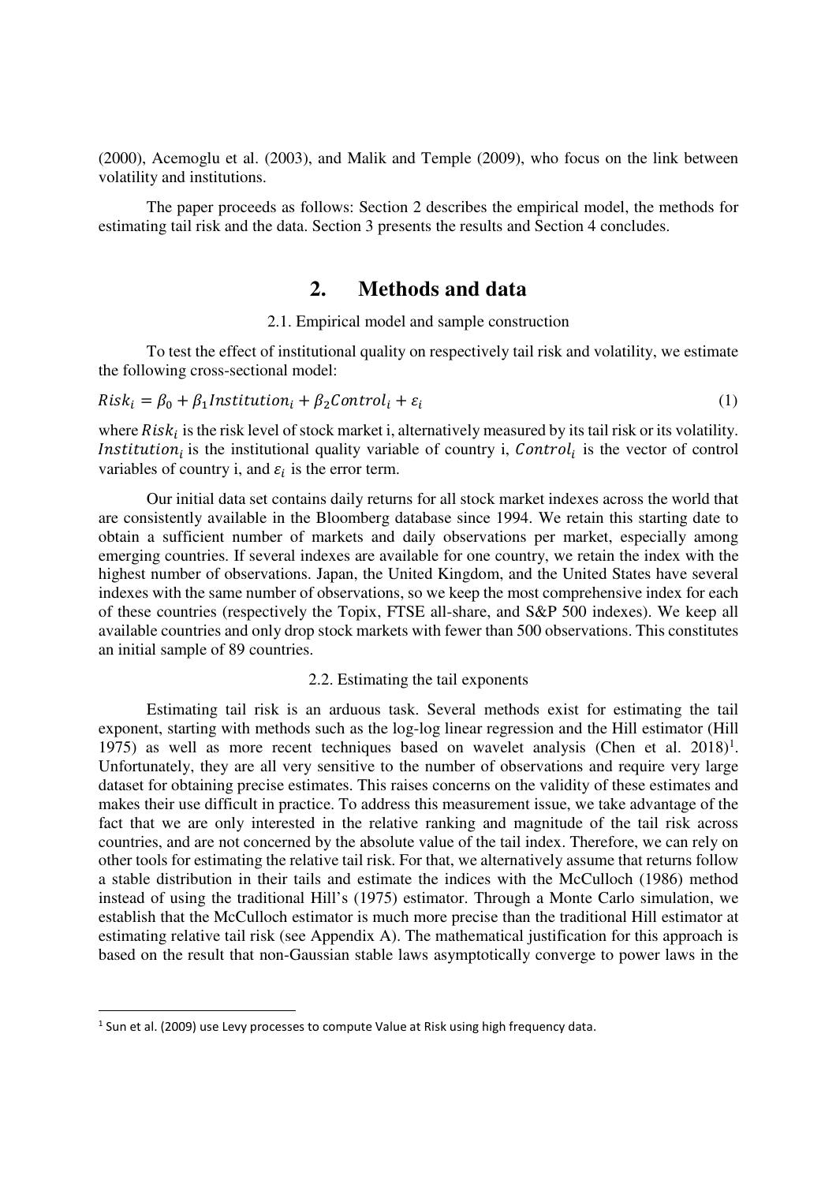(2000), Acemoglu et al. (2003), and Malik and Temple (2009), who focus on the link between volatility and institutions.

The paper proceeds as follows: Section 2 describes the empirical model, the methods for estimating tail risk and the data. Section 3 presents the results and Section 4 concludes.

## 2. Methods and data

### 2.1. Empirical model and sample construction

To test the effect of institutional quality on respectively tail risk and volatility, we estimate the following cross-sectional model:

$$Risk_i = \beta_0 + \beta_1 Institution_i + \beta_2 Control_i + \varepsilon_i \tag{1}$$

where $Risk_i$ is the risk level of stock market i, alternatively measured by its tail risk or its volatility. $Institution_i$ is the institutional quality variable of country i, $Control_i$ is the vector of control variables of country i, and $\varepsilon_i$ is the error term.

Our initial data set contains daily returns for all stock market indexes across the world that are consistently available in the Bloomberg database since 1994. We retain this starting date to obtain a sufficient number of markets and daily observations per market, especially among emerging countries. If several indexes are available for one country, we retain the index with the highest number of observations. Japan, the United Kingdom, and the United States have several indexes with the same number of observations, so we keep the most comprehensive index for each of these countries (respectively the Topix, FTSE all-share, and S&P 500 indexes). We keep all available countries and only drop stock markets with fewer than 500 observations. This constitutes an initial sample of 89 countries.

### 2.2. Estimating the tail exponents

Estimating tail risk is an arduous task. Several methods exist for estimating the tail exponent, starting with methods such as the log-log linear regression and the Hill estimator (Hill 1975) as well as more recent techniques based on wavelet analysis (Chen et al. 2018)[1]. Unfortunately, they are all very sensitive to the number of observations and require very large dataset for obtaining precise estimates. This raises concerns on the validity of these estimates and makes their use difficult in practice. To address this measurement issue, we take advantage of the fact that we are only interested in the relative ranking and magnitude of the tail risk across countries, and are not concerned by the absolute value of the tail index. Therefore, we can rely on other tools for estimating the relative tail risk. For that, we alternatively assume that returns follow a stable distribution in their tails and estimate the indices with the McCulloch (1986) method instead of using the traditional Hill's (1975) estimator. Through a Monte Carlo simulation, we establish that the McCulloch estimator is much more precise than the traditional Hill estimator at estimating relative tail risk (see Appendix A). The mathematical justification for this approach is based on the result that non-Gaussian stable laws asymptotically converge to power laws in the

[1] Sun et al. (2009) use Levy processes to compute Value at Risk using high frequency data.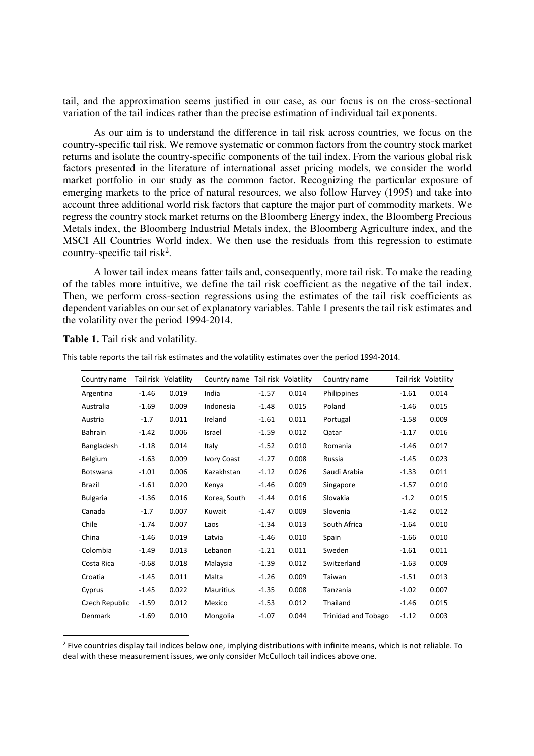tail, and the approximation seems justified in our case, as our focus is on the cross-sectional variation of the tail indices rather than the precise estimation of individual tail exponents.

As our aim is to understand the difference in tail risk across countries, we focus on the country-specific tail risk. We remove systematic or common factors from the country stock market returns and isolate the country-specific components of the tail index. From the various global risk factors presented in the literature of international asset pricing models, we consider the world market portfolio in our study as the common factor. Recognizing the particular exposure of emerging markets to the price of natural resources, we also follow Harvey (1995) and take into account three additional world risk factors that capture the major part of commodity markets. We regress the country stock market returns on the Bloomberg Energy index, the Bloomberg Precious Metals index, the Bloomberg Industrial Metals index, the Bloomberg Agriculture index, and the MSCI All Countries World index. We then use the residuals from this regression to estimate country-specific tail risk[2].

A lower tail index means fatter tails and, consequently, more tail risk. To make the reading of the tables more intuitive, we define the tail risk coefficient as the negative of the tail index. Then, we perform cross-section regressions using the estimates of the tail risk coefficients as dependent variables on our set of explanatory variables. Table 1 presents the tail risk estimates and the volatility over the period 1994-2014.

**Table 1.** Tail risk and volatility.

This table reports the tail risk estimates and the volatility estimates over the period 1994-2014.

| Country name | Tail risk | Volatility | Country name | Tail risk | Volatility | Country name | Tail risk | Volatility |
|---|---|---|---|---|---|---|---|---|
| Argentina | -1.46 | 0.019 | India | -1.57 | 0.014 | Philippines | -1.61 | 0.014 |
| Australia | -1.69 | 0.009 | Indonesia | -1.48 | 0.015 | Poland | -1.46 | 0.015 |
| Austria | -1.7 | 0.011 | Ireland | -1.61 | 0.011 | Portugal | -1.58 | 0.009 |
| Bahrain | -1.42 | 0.006 | Israel | -1.59 | 0.012 | Qatar | -1.17 | 0.016 |
| Bangladesh | -1.18 | 0.014 | Italy | -1.52 | 0.010 | Romania | -1.46 | 0.017 |
| Belgium | -1.63 | 0.009 | Ivory Coast | -1.27 | 0.008 | Russia | -1.45 | 0.023 |
| Botswana | -1.01 | 0.006 | Kazakhstan | -1.12 | 0.026 | Saudi Arabia | -1.33 | 0.011 |
| Brazil | -1.61 | 0.020 | Kenya | -1.46 | 0.009 | Singapore | -1.57 | 0.010 |
| Bulgaria | -1.36 | 0.016 | Korea, South | -1.44 | 0.016 | Slovakia | -1.2 | 0.015 |
| Canada | -1.7 | 0.007 | Kuwait | -1.47 | 0.009 | Slovenia | -1.42 | 0.012 |
| Chile | -1.74 | 0.007 | Laos | -1.34 | 0.013 | South Africa | -1.64 | 0.010 |
| China | -1.46 | 0.019 | Latvia | -1.46 | 0.010 | Spain | -1.66 | 0.010 |
| Colombia | -1.49 | 0.013 | Lebanon | -1.21 | 0.011 | Sweden | -1.61 | 0.011 |
| Costa Rica | -0.68 | 0.018 | Malaysia | -1.39 | 0.012 | Switzerland | -1.63 | 0.009 |
| Croatia | -1.45 | 0.011 | Malta | -1.26 | 0.009 | Taiwan | -1.51 | 0.013 |
| Cyprus | -1.45 | 0.022 | Mauritius | -1.35 | 0.008 | Tanzania | -1.02 | 0.007 |
| Czech Republic | -1.59 | 0.012 | Mexico | -1.53 | 0.012 | Thailand | -1.46 | 0.015 |
| Denmark | -1.69 | 0.010 | Mongolia | -1.07 | 0.044 | Trinidad and Tobago | -1.12 | 0.003 |

[2] Five countries display tail indices below one, implying distributions with infinite means, which is not reliable. To deal with these measurement issues, we only consider McCulloch tail indices above one.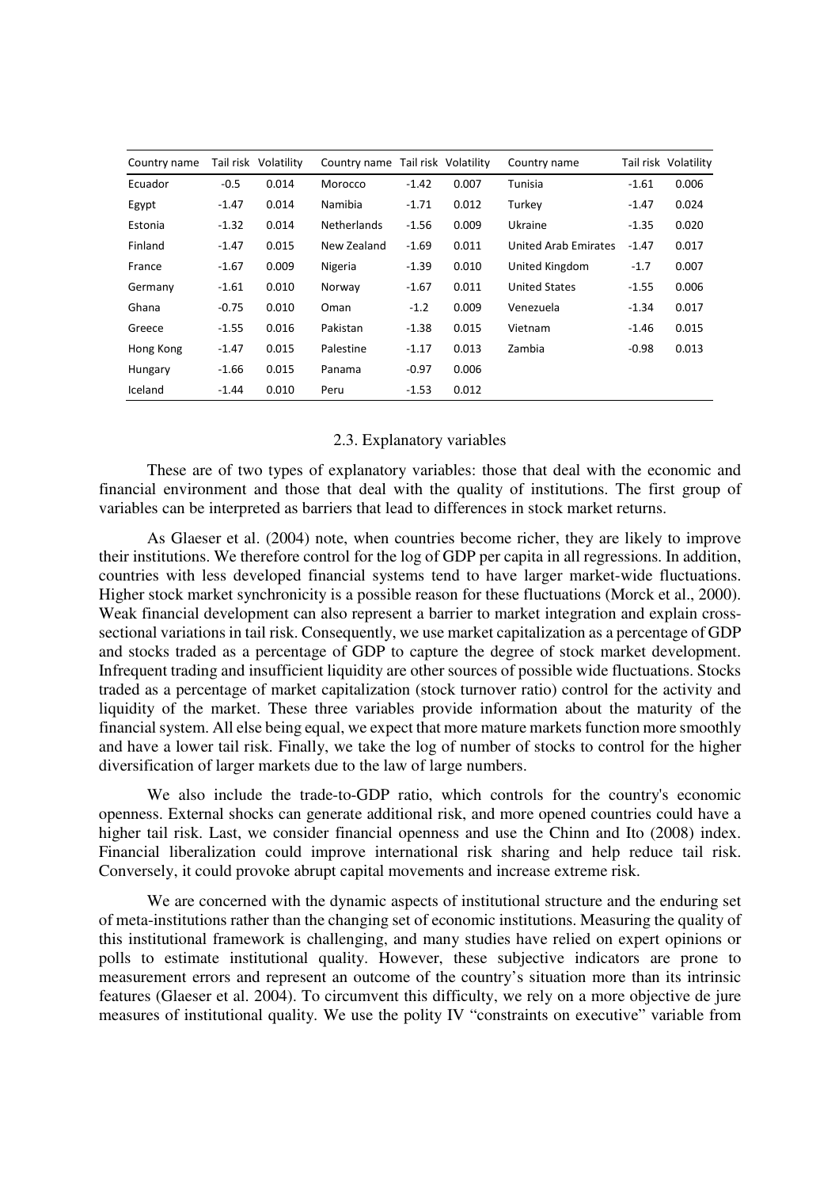| Country name | Tail risk | Volatility | Country name | Tail risk | Volatility | Country name | Tail risk | Volatility |
|---|---|---|---|---|---|---|---|---|
| Ecuador | -0.5 | 0.014 | Morocco | -1.42 | 0.007 | Tunisia | -1.61 | 0.006 |
| Egypt | -1.47 | 0.014 | Namibia | -1.71 | 0.012 | Turkey | -1.47 | 0.024 |
| Estonia | -1.32 | 0.014 | Netherlands | -1.56 | 0.009 | Ukraine | -1.35 | 0.020 |
| Finland | -1.47 | 0.015 | New Zealand | -1.69 | 0.011 | United Arab Emirates | -1.47 | 0.017 |
| France | -1.67 | 0.009 | Nigeria | -1.39 | 0.010 | United Kingdom | -1.7 | 0.007 |
| Germany | -1.61 | 0.010 | Norway | -1.67 | 0.011 | United States | -1.55 | 0.006 |
| Ghana | -0.75 | 0.010 | Oman | -1.2 | 0.009 | Venezuela | -1.34 | 0.017 |
| Greece | -1.55 | 0.016 | Pakistan | -1.38 | 0.015 | Vietnam | -1.46 | 0.015 |
| Hong Kong | -1.47 | 0.015 | Palestine | -1.17 | 0.013 | Zambia | -0.98 | 0.013 |
| Hungary | -1.66 | 0.015 | Panama | -0.97 | 0.006 | | | |
| Iceland | -1.44 | 0.010 | Peru | -1.53 | 0.012 | | | |

### 2.3. Explanatory variables

These are of two types of explanatory variables: those that deal with the economic and financial environment and those that deal with the quality of institutions. The first group of variables can be interpreted as barriers that lead to differences in stock market returns.

As Glaeser et al. (2004) note, when countries become richer, they are likely to improve their institutions. We therefore control for the log of GDP per capita in all regressions. In addition, countries with less developed financial systems tend to have larger market-wide fluctuations. Higher stock market synchronicity is a possible reason for these fluctuations (Morck et al., 2000). Weak financial development can also represent a barrier to market integration and explain cross-sectional variations in tail risk. Consequently, we use market capitalization as a percentage of GDP and stocks traded as a percentage of GDP to capture the degree of stock market development. Infrequent trading and insufficient liquidity are other sources of possible wide fluctuations. Stocks traded as a percentage of market capitalization (stock turnover ratio) control for the activity and liquidity of the market. These three variables provide information about the maturity of the financial system. All else being equal, we expect that more mature markets function more smoothly and have a lower tail risk. Finally, we take the log of number of stocks to control for the higher diversification of larger markets due to the law of large numbers.

We also include the trade-to-GDP ratio, which controls for the country's economic openness. External shocks can generate additional risk, and more opened countries could have a higher tail risk. Last, we consider financial openness and use the Chinn and Ito (2008) index. Financial liberalization could improve international risk sharing and help reduce tail risk. Conversely, it could provoke abrupt capital movements and increase extreme risk.

We are concerned with the dynamic aspects of institutional structure and the enduring set of meta-institutions rather than the changing set of economic institutions. Measuring the quality of this institutional framework is challenging, and many studies have relied on expert opinions or polls to estimate institutional quality. However, these subjective indicators are prone to measurement errors and represent an outcome of the country's situation more than its intrinsic features (Glaeser et al. 2004). To circumvent this difficulty, we rely on a more objective de jure measures of institutional quality. We use the polity IV "constraints on executive" variable from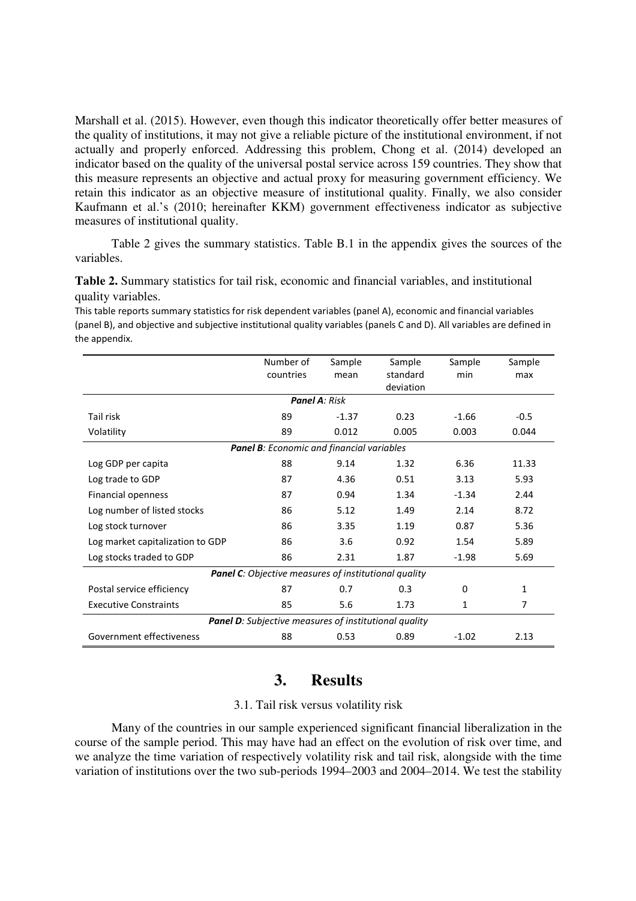Marshall et al. (2015). However, even though this indicator theoretically offer better measures of the quality of institutions, it may not give a reliable picture of the institutional environment, if not actually and properly enforced. Addressing this problem, Chong et al. (2014) developed an indicator based on the quality of the universal postal service across 159 countries. They show that this measure represents an objective and actual proxy for measuring government efficiency. We retain this indicator as an objective measure of institutional quality. Finally, we also consider Kaufmann et al.'s (2010; hereinafter KKM) government effectiveness indicator as subjective measures of institutional quality.

Table 2 gives the summary statistics. Table B.1 in the appendix gives the sources of the variables.

**Table 2.** Summary statistics for tail risk, economic and financial variables, and institutional quality variables.

This table reports summary statistics for risk dependent variables (panel A), economic and financial variables (panel B), and objective and subjective institutional quality variables (panels C and D). All variables are defined in the appendix.

| | Number of countries | Sample mean | Sample standard deviation | Sample min | Sample max |
|---|---|---|---|---|---|
| ***Panel A**: Risk* | | | | | |
| Tail risk | 89 | -1.37 | 0.23 | -1.66 | -0.5 |
| Volatility | 89 | 0.012 | 0.005 | 0.003 | 0.044 |
| ***Panel B**: Economic and financial variables* | | | | | |
| Log GDP per capita | 88 | 9.14 | 1.32 | 6.36 | 11.33 |
| Log trade to GDP | 87 | 4.36 | 0.51 | 3.13 | 5.93 |
| Financial openness | 87 | 0.94 | 1.34 | -1.34 | 2.44 |
| Log number of listed stocks | 86 | 5.12 | 1.49 | 2.14 | 8.72 |
| Log stock turnover | 86 | 3.35 | 1.19 | 0.87 | 5.36 |
| Log market capitalization to GDP | 86 | 3.6 | 0.92 | 1.54 | 5.89 |
| Log stocks traded to GDP | 86 | 2.31 | 1.87 | -1.98 | 5.69 |
| ***Panel C**: Objective measures of institutional quality* | | | | | |
| Postal service efficiency | 87 | 0.7 | 0.3 | 0 | 1 |
| Executive Constraints | 85 | 5.6 | 1.73 | 1 | 7 |
| ***Panel D**: Subjective measures of institutional quality* | | | | | |
| Government effectiveness | 88 | 0.53 | 0.89 | -1.02 | 2.13 |

# 3. Results

## 3.1. Tail risk versus volatility risk

Many of the countries in our sample experienced significant financial liberalization in the course of the sample period. This may have had an effect on the evolution of risk over time, and we analyze the time variation of respectively volatility risk and tail risk, alongside with the time variation of institutions over the two sub-periods 1994–2003 and 2004–2014. We test the stability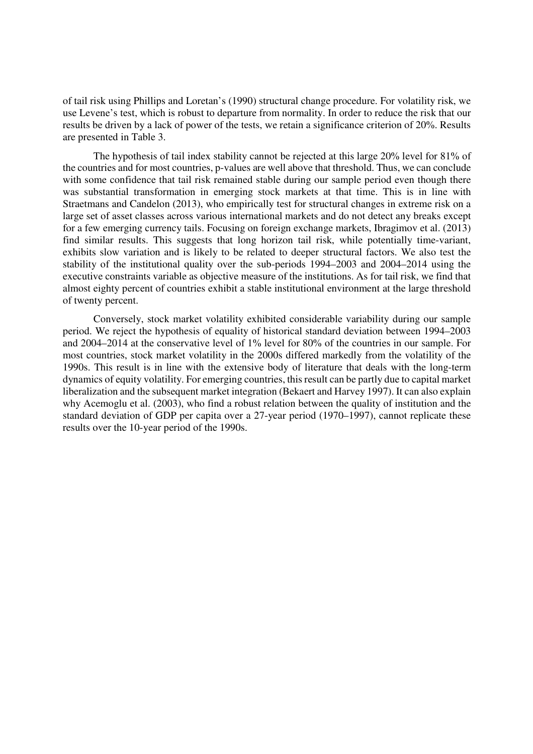of tail risk using Phillips and Loretan's (1990) structural change procedure. For volatility risk, we use Levene's test, which is robust to departure from normality. In order to reduce the risk that our results be driven by a lack of power of the tests, we retain a significance criterion of 20%. Results are presented in Table 3.

The hypothesis of tail index stability cannot be rejected at this large 20% level for 81% of the countries and for most countries, p-values are well above that threshold. Thus, we can conclude with some confidence that tail risk remained stable during our sample period even though there was substantial transformation in emerging stock markets at that time. This is in line with Straetmans and Candelon (2013), who empirically test for structural changes in extreme risk on a large set of asset classes across various international markets and do not detect any breaks except for a few emerging currency tails. Focusing on foreign exchange markets, Ibragimov et al. (2013) find similar results. This suggests that long horizon tail risk, while potentially time-variant, exhibits slow variation and is likely to be related to deeper structural factors. We also test the stability of the institutional quality over the sub-periods 1994–2003 and 2004–2014 using the executive constraints variable as objective measure of the institutions. As for tail risk, we find that almost eighty percent of countries exhibit a stable institutional environment at the large threshold of twenty percent.

Conversely, stock market volatility exhibited considerable variability during our sample period. We reject the hypothesis of equality of historical standard deviation between 1994–2003 and 2004–2014 at the conservative level of 1% level for 80% of the countries in our sample. For most countries, stock market volatility in the 2000s differed markedly from the volatility of the 1990s. This result is in line with the extensive body of literature that deals with the long-term dynamics of equity volatility. For emerging countries, this result can be partly due to capital market liberalization and the subsequent market integration (Bekaert and Harvey 1997). It can also explain why Acemoglu et al. (2003), who find a robust relation between the quality of institution and the standard deviation of GDP per capita over a 27-year period (1970–1997), cannot replicate these results over the 10-year period of the 1990s.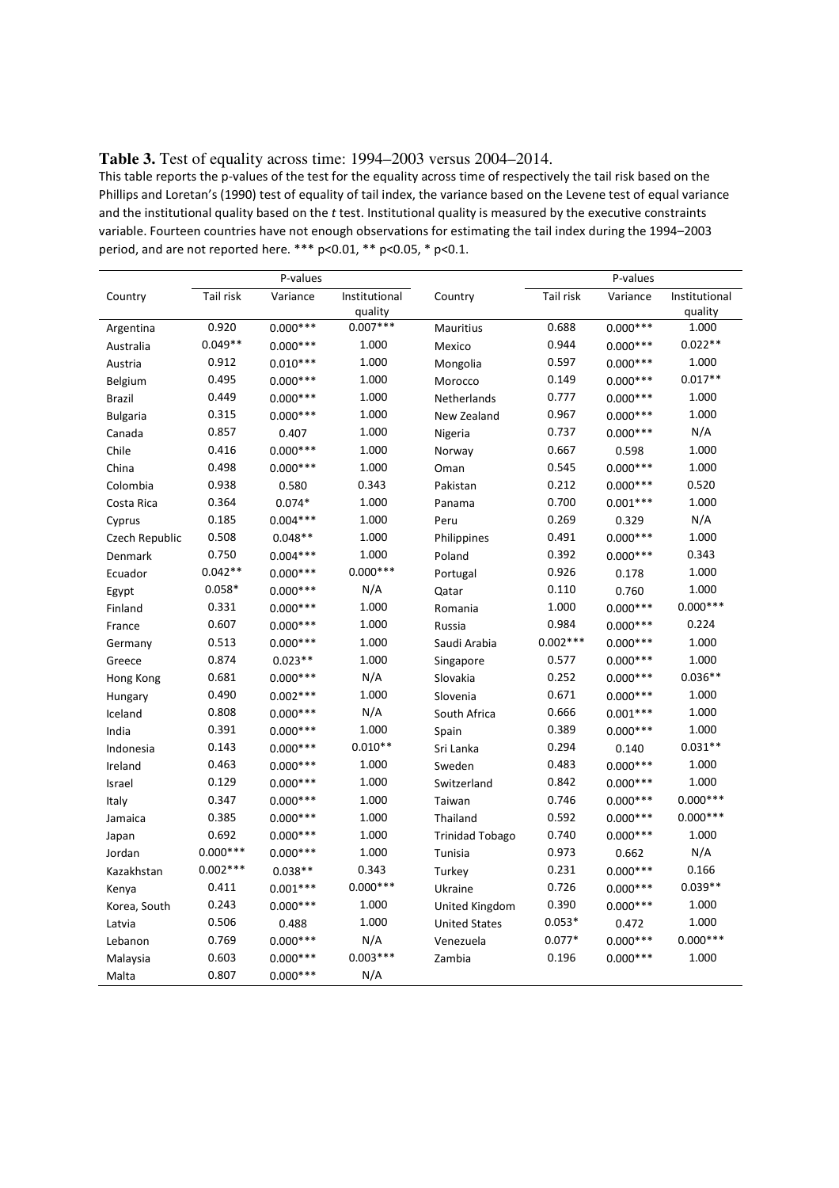**Table 3.** Test of equality across time: 1994–2003 versus 2004–2014.

This table reports the p-values of the test for the equality across time of respectively the tail risk based on the Phillips and Loretan's (1990) test of equality of tail index, the variance based on the Levene test of equal variance and the institutional quality based on the *t* test. Institutional quality is measured by the executive constraints variable. Fourteen countries have not enough observations for estimating the tail index during the 1994–2003 period, and are not reported here. *** p<0.01, ** p<0.05, * p<0.1.

| Country | P-values | | | Country | P-values | | |
|---|---|---|---|---|---|---|---|
| | Tail risk | Variance | Institutional quality | | Tail risk | Variance | Institutional quality |
| Argentina | 0.920 | 0.000*** | 0.007*** | Mauritius | 0.688 | 0.000*** | 1.000 |
| Australia | 0.049** | 0.000*** | 1.000 | Mexico | 0.944 | 0.000*** | 0.022** |
| Austria | 0.912 | 0.010*** | 1.000 | Mongolia | 0.597 | 0.000*** | 1.000 |
| Belgium | 0.495 | 0.000*** | 1.000 | Morocco | 0.149 | 0.000*** | 0.017** |
| Brazil | 0.449 | 0.000*** | 1.000 | Netherlands | 0.777 | 0.000*** | 1.000 |
| Bulgaria | 0.315 | 0.000*** | 1.000 | New Zealand | 0.967 | 0.000*** | 1.000 |
| Canada | 0.857 | 0.407 | 1.000 | Nigeria | 0.737 | 0.000*** | N/A |
| Chile | 0.416 | 0.000*** | 1.000 | Norway | 0.667 | 0.598 | 1.000 |
| China | 0.498 | 0.000*** | 1.000 | Oman | 0.545 | 0.000*** | 1.000 |
| Colombia | 0.938 | 0.580 | 0.343 | Pakistan | 0.212 | 0.000*** | 0.520 |
| Costa Rica | 0.364 | 0.074* | 1.000 | Panama | 0.700 | 0.001*** | 1.000 |
| Cyprus | 0.185 | 0.004*** | 1.000 | Peru | 0.269 | 0.329 | N/A |
| Czech Republic | 0.508 | 0.048** | 1.000 | Philippines | 0.491 | 0.000*** | 1.000 |
| Denmark | 0.750 | 0.004*** | 1.000 | Poland | 0.392 | 0.000*** | 0.343 |
| Ecuador | 0.042** | 0.000*** | 0.000*** | Portugal | 0.926 | 0.178 | 1.000 |
| Egypt | 0.058* | 0.000*** | N/A | Qatar | 0.110 | 0.760 | 1.000 |
| Finland | 0.331 | 0.000*** | 1.000 | Romania | 1.000 | 0.000*** | 0.000*** |
| France | 0.607 | 0.000*** | 1.000 | Russia | 0.984 | 0.000*** | 0.224 |
| Germany | 0.513 | 0.000*** | 1.000 | Saudi Arabia | 0.002*** | 0.000*** | 1.000 |
| Greece | 0.874 | 0.023** | 1.000 | Singapore | 0.577 | 0.000*** | 1.000 |
| Hong Kong | 0.681 | 0.000*** | N/A | Slovakia | 0.252 | 0.000*** | 0.036** |
| Hungary | 0.490 | 0.002*** | 1.000 | Slovenia | 0.671 | 0.000*** | 1.000 |
| Iceland | 0.808 | 0.000*** | N/A | South Africa | 0.666 | 0.001*** | 1.000 |
| India | 0.391 | 0.000*** | 1.000 | Spain | 0.389 | 0.000*** | 1.000 |
| Indonesia | 0.143 | 0.000*** | 0.010** | Sri Lanka | 0.294 | 0.140 | 0.031** |
| Ireland | 0.463 | 0.000*** | 1.000 | Sweden | 0.483 | 0.000*** | 1.000 |
| Israel | 0.129 | 0.000*** | 1.000 | Switzerland | 0.842 | 0.000*** | 1.000 |
| Italy | 0.347 | 0.000*** | 1.000 | Taiwan | 0.746 | 0.000*** | 0.000*** |
| Jamaica | 0.385 | 0.000*** | 1.000 | Thailand | 0.592 | 0.000*** | 0.000*** |
| Japan | 0.692 | 0.000*** | 1.000 | Trinidad Tobago | 0.740 | 0.000*** | 1.000 |
| Jordan | 0.000*** | 0.000*** | 1.000 | Tunisia | 0.973 | 0.662 | N/A |
| Kazakhstan | 0.002*** | 0.038** | 0.343 | Turkey | 0.231 | 0.000*** | 0.166 |
| Kenya | 0.411 | 0.001*** | 0.000*** | Ukraine | 0.726 | 0.000*** | 0.039** |
| Korea, South | 0.243 | 0.000*** | 1.000 | United Kingdom | 0.390 | 0.000*** | 1.000 |
| Latvia | 0.506 | 0.488 | 1.000 | United States | 0.053* | 0.472 | 1.000 |
| Lebanon | 0.769 | 0.000*** | N/A | Venezuela | 0.077* | 0.000*** | 0.000*** |
| Malaysia | 0.603 | 0.000*** | 0.003*** | Zambia | 0.196 | 0.000*** | 1.000 |
| Malta | 0.807 | 0.000*** | N/A | | | | |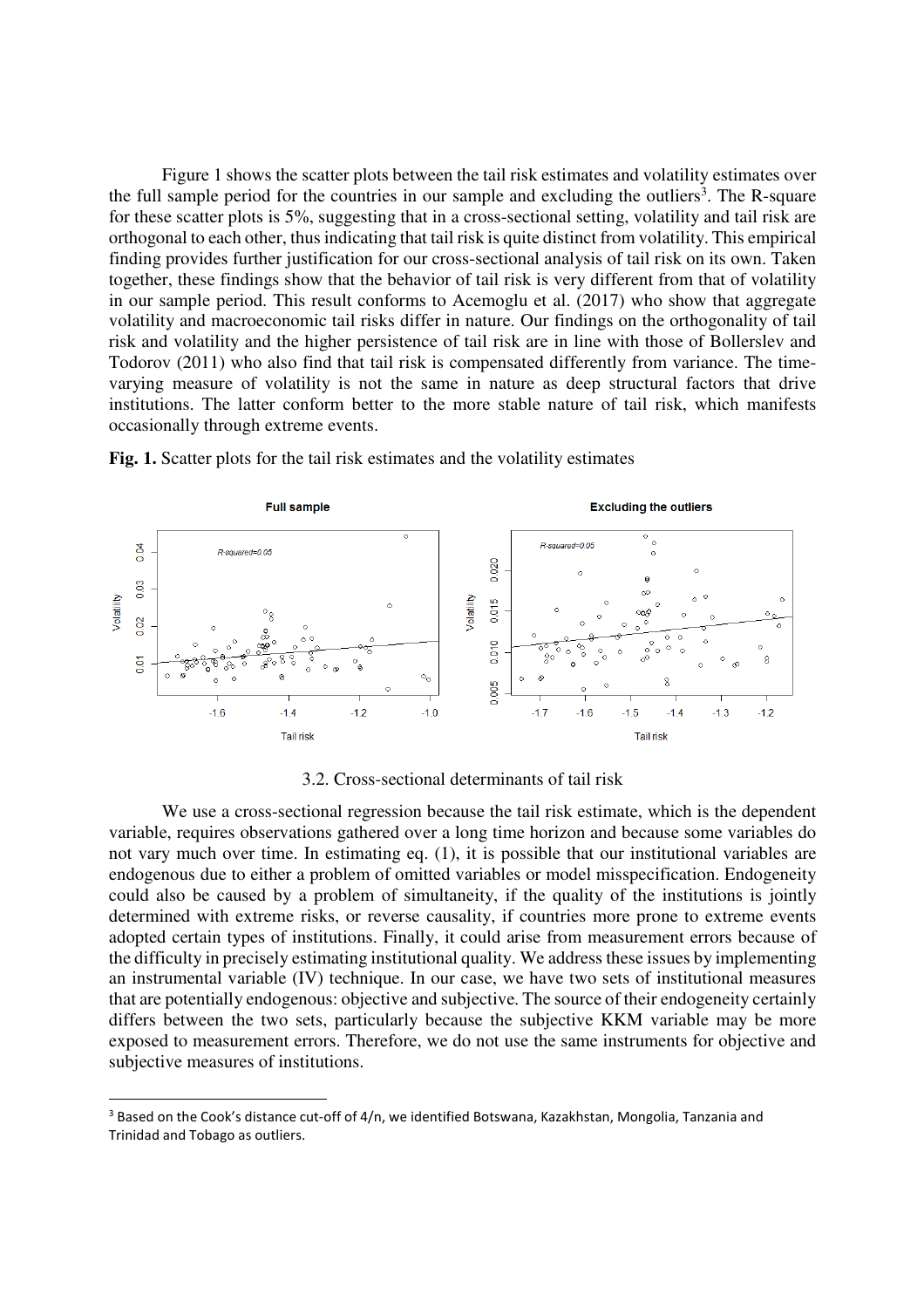Figure 1 shows the scatter plots between the tail risk estimates and volatility estimates over the full sample period for the countries in our sample and excluding the outliers[3]. The R-square for these scatter plots is 5%, suggesting that in a cross-sectional setting, volatility and tail risk are orthogonal to each other, thus indicating that tail risk is quite distinct from volatility. This empirical finding provides further justification for our cross-sectional analysis of tail risk on its own. Taken together, these findings show that the behavior of tail risk is very different from that of volatility in our sample period. This result conforms to Acemoglu et al. (2017) who show that aggregate volatility and macroeconomic tail risks differ in nature. Our findings on the orthogonality of tail risk and volatility and the higher persistence of tail risk are in line with those of Bollerslev and Todorov (2011) who also find that tail risk is compensated differently from variance. The time-varying measure of volatility is not the same in nature as deep structural factors that drive institutions. The latter conform better to the more stable nature of tail risk, which manifests occasionally through extreme events.

**Fig. 1.** Scatter plots for the tail risk estimates and the volatility estimates

### 3.2. Cross-sectional determinants of tail risk

We use a cross-sectional regression because the tail risk estimate, which is the dependent variable, requires observations gathered over a long time horizon and because some variables do not vary much over time. In estimating eq. (1), it is possible that our institutional variables are endogenous due to either a problem of omitted variables or model misspecification. Endogeneity could also be caused by a problem of simultaneity, if the quality of the institutions is jointly determined with extreme risks, or reverse causality, if countries more prone to extreme events adopted certain types of institutions. Finally, it could arise from measurement errors because of the difficulty in precisely estimating institutional quality. We address these issues by implementing an instrumental variable (IV) technique. In our case, we have two sets of institutional measures that are potentially endogenous: objective and subjective. The source of their endogeneity certainly differs between the two sets, particularly because the subjective KKM variable may be more exposed to measurement errors. Therefore, we do not use the same instruments for objective and subjective measures of institutions.

[3] Based on the Cook's distance cut-off of 4/n, we identified Botswana, Kazakhstan, Mongolia, Tanzania and Trinidad and Tobago as outliers.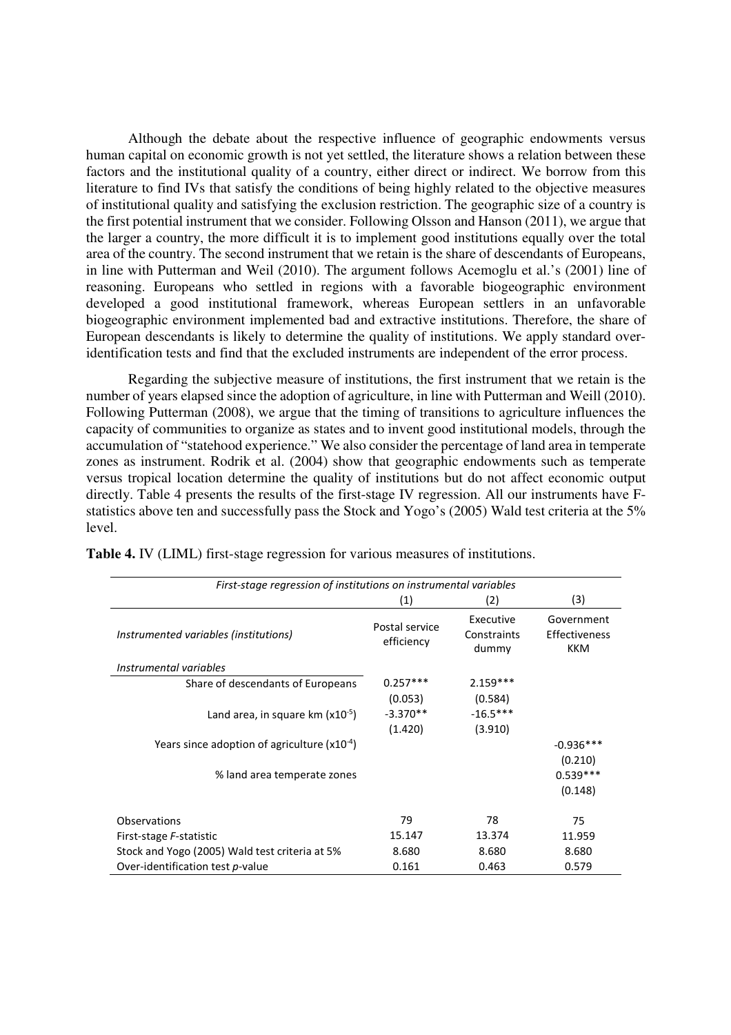Although the debate about the respective influence of geographic endowments versus human capital on economic growth is not yet settled, the literature shows a relation between these factors and the institutional quality of a country, either direct or indirect. We borrow from this literature to find IVs that satisfy the conditions of being highly related to the objective measures of institutional quality and satisfying the exclusion restriction. The geographic size of a country is the first potential instrument that we consider. Following Olsson and Hanson (2011), we argue that the larger a country, the more difficult it is to implement good institutions equally over the total area of the country. The second instrument that we retain is the share of descendants of Europeans, in line with Putterman and Weil (2010). The argument follows Acemoglu et al.'s (2001) line of reasoning. Europeans who settled in regions with a favorable biogeographic environment developed a good institutional framework, whereas European settlers in an unfavorable biogeographic environment implemented bad and extractive institutions. Therefore, the share of European descendants is likely to determine the quality of institutions. We apply standard over-identification tests and find that the excluded instruments are independent of the error process.

Regarding the subjective measure of institutions, the first instrument that we retain is the number of years elapsed since the adoption of agriculture, in line with Putterman and Weill (2010). Following Putterman (2008), we argue that the timing of transitions to agriculture influences the capacity of communities to organize as states and to invent good institutional models, through the accumulation of "statehood experience." We also consider the percentage of land area in temperate zones as instrument. Rodrik et al. (2004) show that geographic endowments such as temperate versus tropical location determine the quality of institutions but do not affect economic output directly. Table 4 presents the results of the first-stage IV regression. All our instruments have F-statistics above ten and successfully pass the Stock and Yogo's (2005) Wald test criteria at the 5% level.

**Table 4.** IV (LIML) first-stage regression for various measures of institutions.

| *First-stage regression of institutions on instrumental variables* | (1) | (2) | (3) |
|---|---|---|---|
| *Instrumented variables (institutions)* | Postal service efficiency | Executive Constraints dummy | Government Effectiveness KKM |
| *Instrumental variables* | | | |
| Share of descendants of Europeans | 0.257*** | 2.159*** | |
| | (0.053) | (0.584) | |
| Land area, in square km ($x10^{-5}$) | -3.370** | -16.5*** | |
| | (1.420) | (3.910) | |
| Years since adoption of agriculture ($x10^{-4}$) | | | -0.936*** |
| | | | (0.210) |
| % land area temperate zones | | | 0.539*** |
| | | | (0.148) |
| Observations | 79 | 78 | 75 |
| First-stage *F*-statistic | 15.147 | 13.374 | 11.959 |
| Stock and Yogo (2005) Wald test criteria at 5% | 8.680 | 8.680 | 8.680 |
| Over-identification test *p*-value | 0.161 | 0.463 | 0.579 |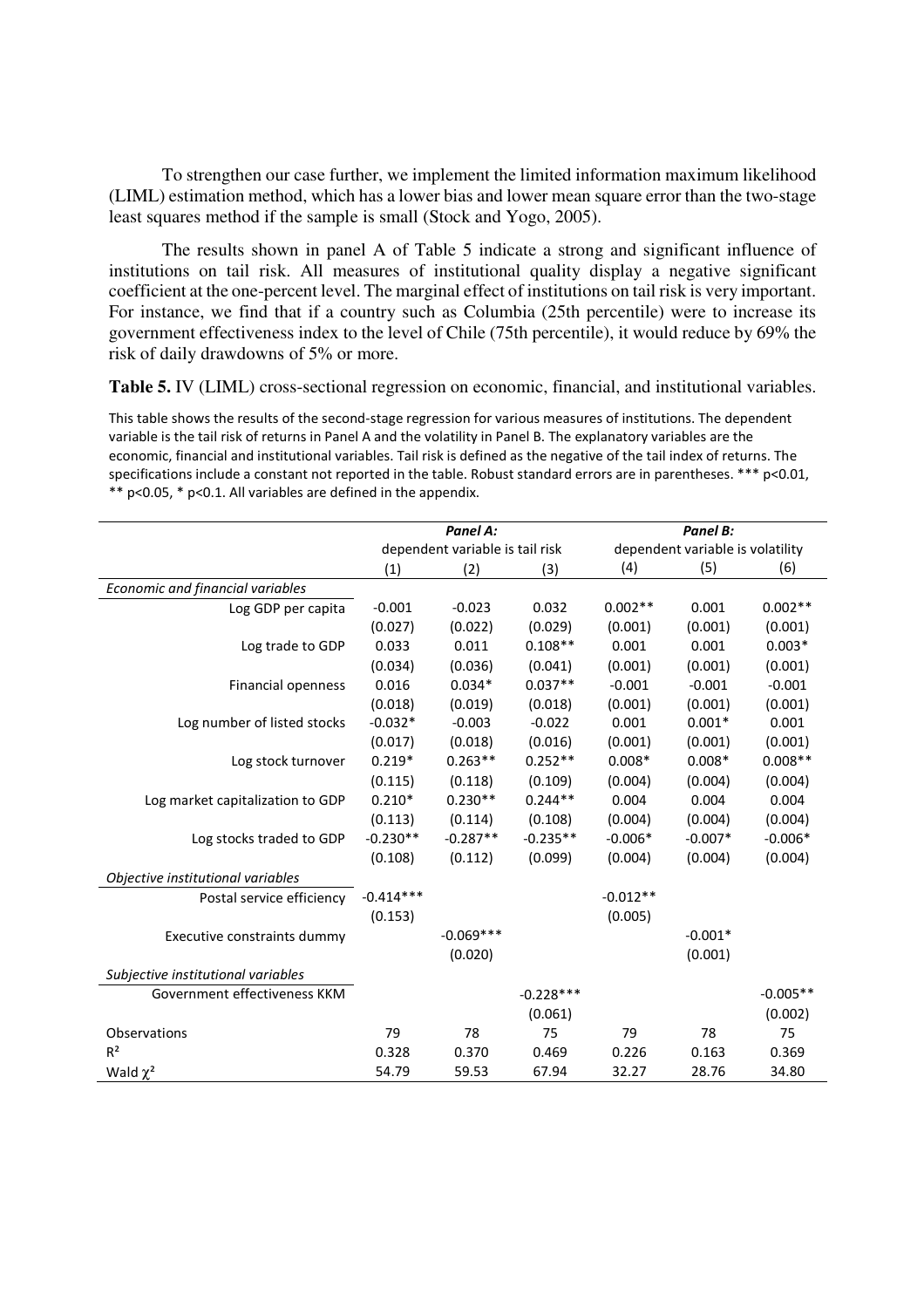To strengthen our case further, we implement the limited information maximum likelihood (LIML) estimation method, which has a lower bias and lower mean square error than the two-stage least squares method if the sample is small (Stock and Yogo, 2005).

The results shown in panel A of Table 5 indicate a strong and significant influence of institutions on tail risk. All measures of institutional quality display a negative significant coefficient at the one-percent level. The marginal effect of institutions on tail risk is very important. For instance, we find that if a country such as Columbia (25th percentile) were to increase its government effectiveness index to the level of Chile (75th percentile), it would reduce by 69% the risk of daily drawdowns of 5% or more.

**Table 5.** IV (LIML) cross-sectional regression on economic, financial, and institutional variables.

This table shows the results of the second-stage regression for various measures of institutions. The dependent variable is the tail risk of returns in Panel A and the volatility in Panel B. The explanatory variables are the economic, financial and institutional variables. Tail risk is defined as the negative of the tail index of returns. The specifications include a constant not reported in the table. Robust standard errors are in parentheses. *** p<0.01, ** p<0.05, * p<0.1. All variables are defined in the appendix.

| | ***Panel A:*** dependent variable is tail risk | | | ***Panel B:*** dependent variable is volatility | | |
|---|---|---|---|---|---|---|
| | (1) | (2) | (3) | (4) | (5) | (6) |
| *Economic and financial variables* | | | | | | |
| Log GDP per capita | -0.001 | -0.023 | 0.032 | 0.002** | 0.001 | 0.002** |
| | (0.027) | (0.022) | (0.029) | (0.001) | (0.001) | (0.001) |
| Log trade to GDP | 0.033 | 0.011 | 0.108** | 0.001 | 0.001 | 0.003* |
| | (0.034) | (0.036) | (0.041) | (0.001) | (0.001) | (0.001) |
| Financial openness | 0.016 | 0.034* | 0.037** | -0.001 | -0.001 | -0.001 |
| | (0.018) | (0.019) | (0.018) | (0.001) | (0.001) | (0.001) |
| Log number of listed stocks | -0.032* | -0.003 | -0.022 | 0.001 | 0.001* | 0.001 |
| | (0.017) | (0.018) | (0.016) | (0.001) | (0.001) | (0.001) |
| Log stock turnover | 0.219* | 0.263** | 0.252** | 0.008* | 0.008* | 0.008** |
| | (0.115) | (0.118) | (0.109) | (0.004) | (0.004) | (0.004) |
| Log market capitalization to GDP | 0.210* | 0.230** | 0.244** | 0.004 | 0.004 | 0.004 |
| | (0.113) | (0.114) | (0.108) | (0.004) | (0.004) | (0.004) |
| Log stocks traded to GDP | -0.230** | -0.287** | -0.235** | -0.006* | -0.007* | -0.006* |
| | (0.108) | (0.112) | (0.099) | (0.004) | (0.004) | (0.004) |
| *Objective institutional variables* | | | | | | |
| Postal service efficiency | -0.414*** | | | -0.012** | | |
| | (0.153) | | | (0.005) | | |
| Executive constraints dummy | | -0.069*** | | | -0.001* | |
| | | (0.020) | | | (0.001) | |
| *Subjective institutional variables* | | | | | | |
| Government effectiveness KKM | | | -0.228*** | | | -0.005** |
| | | | (0.061) | | | (0.002) |
| Observations | 79 | 78 | 75 | 79 | 78 | 75 |
| $R^2$ | 0.328 | 0.370 | 0.469 | 0.226 | 0.163 | 0.369 |
| Wald $\chi^2$ | 54.79 | 59.53 | 67.94 | 32.27 | 28.76 | 34.80 |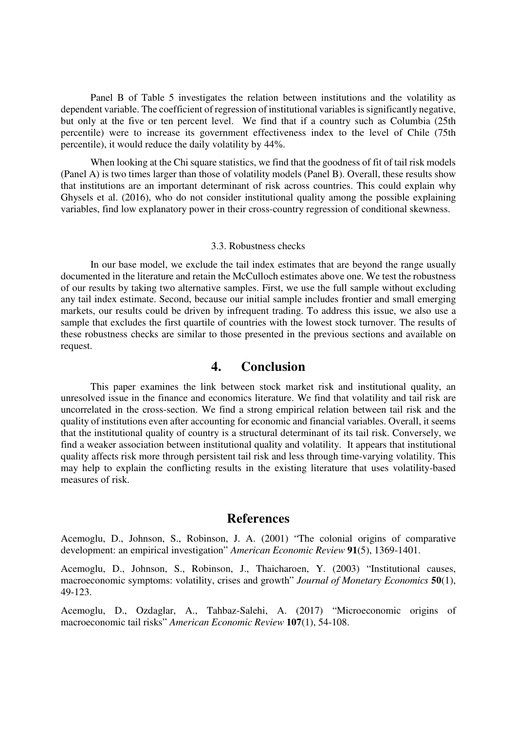Panel B of Table 5 investigates the relation between institutions and the volatility as dependent variable. The coefficient of regression of institutional variables is significantly negative, but only at the five or ten percent level. We find that if a country such as Columbia (25th percentile) were to increase its government effectiveness index to the level of Chile (75th percentile), it would reduce the daily volatility by 44%.

When looking at the Chi square statistics, we find that the goodness of fit of tail risk models (Panel A) is two times larger than those of volatility models (Panel B). Overall, these results show that institutions are an important determinant of risk across countries. This could explain why Ghysels et al. (2016), who do not consider institutional quality among the possible explaining variables, find low explanatory power in their cross-country regression of conditional skewness.

### 3.3. Robustness checks

In our base model, we exclude the tail index estimates that are beyond the range usually documented in the literature and retain the McCulloch estimates above one. We test the robustness of our results by taking two alternative samples. First, we use the full sample without excluding any tail index estimate. Second, because our initial sample includes frontier and small emerging markets, our results could be driven by infrequent trading. To address this issue, we also use a sample that excludes the first quartile of countries with the lowest stock turnover. The results of these robustness checks are similar to those presented in the previous sections and available on request.

## 4. Conclusion

This paper examines the link between stock market risk and institutional quality, an unresolved issue in the finance and economics literature. We find that volatility and tail risk are uncorrelated in the cross-section. We find a strong empirical relation between tail risk and the quality of institutions even after accounting for economic and financial variables. Overall, it seems that the institutional quality of country is a structural determinant of its tail risk. Conversely, we find a weaker association between institutional quality and volatility. It appears that institutional quality affects risk more through persistent tail risk and less through time-varying volatility. This may help to explain the conflicting results in the existing literature that uses volatility-based measures of risk.

## References

Acemoglu, D., Johnson, S., Robinson, J. A. (2001) "The colonial origins of comparative development: an empirical investigation" *American Economic Review* **91**(5), 1369-1401.

Acemoglu, D., Johnson, S., Robinson, J., Thaicharoen, Y. (2003) "Institutional causes, macroeconomic symptoms: volatility, crises and growth" *Journal of Monetary Economics* **50**(1), 49-123.

Acemoglu, D., Ozdaglar, A., Tahbaz-Salehi, A. (2017) "Microeconomic origins of macroeconomic tail risks" *American Economic Review* **107**(1), 54-108.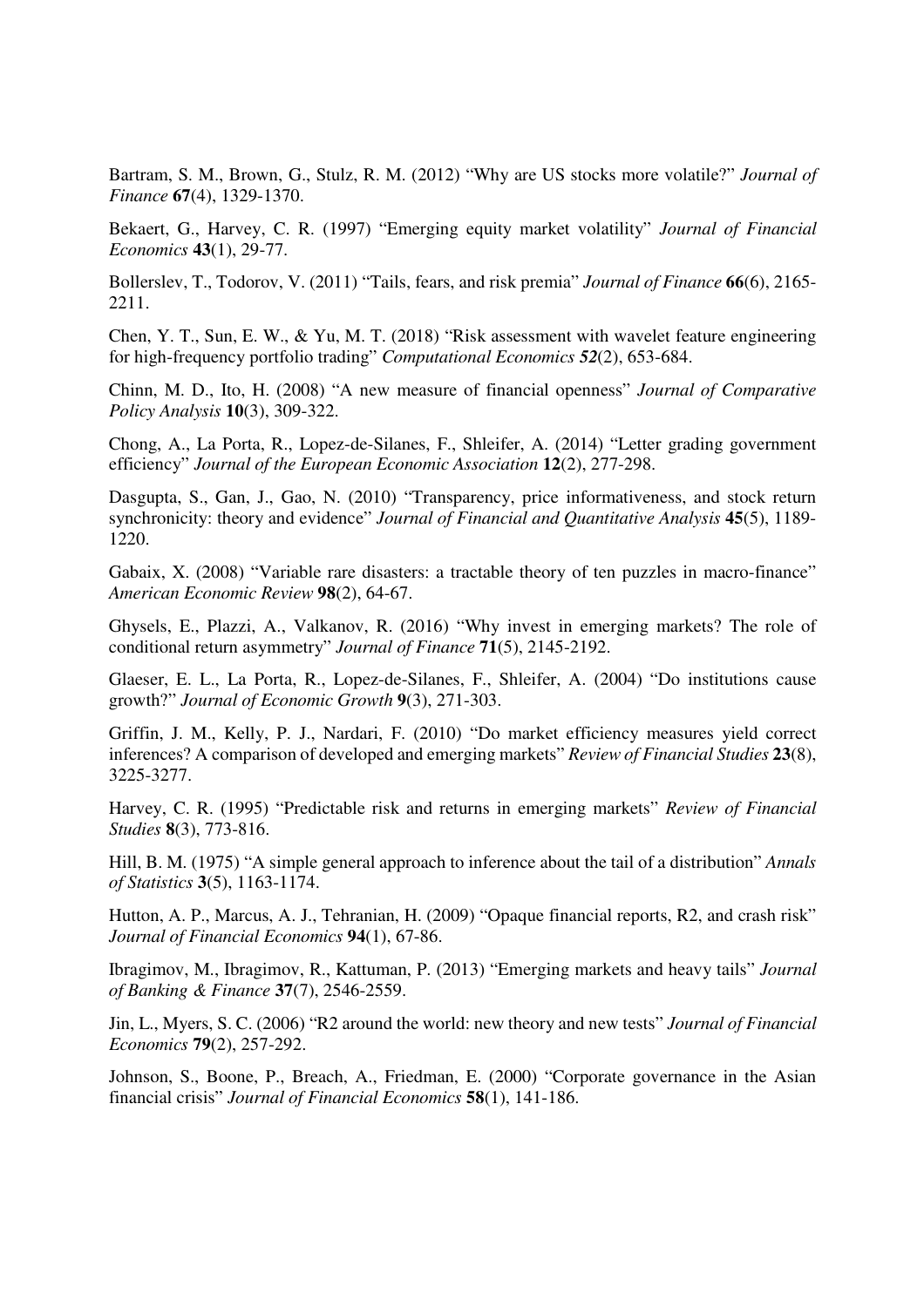Bartram, S. M., Brown, G., Stulz, R. M. (2012) "Why are US stocks more volatile?" *Journal of Finance* **67**(4), 1329-1370.

Bekaert, G., Harvey, C. R. (1997) "Emerging equity market volatility" *Journal of Financial Economics* **43**(1), 29-77.

Bollerslev, T., Todorov, V. (2011) "Tails, fears, and risk premia" *Journal of Finance* **66**(6), 2165-2211.

Chen, Y. T., Sun, E. W., & Yu, M. T. (2018) "Risk assessment with wavelet feature engineering for high-frequency portfolio trading" *Computational Economics* ***52***(2), 653-684.

Chinn, M. D., Ito, H. (2008) "A new measure of financial openness" *Journal of Comparative Policy Analysis* **10**(3), 309-322.

Chong, A., La Porta, R., Lopez-de-Silanes, F., Shleifer, A. (2014) "Letter grading government efficiency" *Journal of the European Economic Association* **12**(2), 277-298.

Dasgupta, S., Gan, J., Gao, N. (2010) "Transparency, price informativeness, and stock return synchronicity: theory and evidence" *Journal of Financial and Quantitative Analysis* **45**(5), 1189-1220.

Gabaix, X. (2008) "Variable rare disasters: a tractable theory of ten puzzles in macro-finance" *American Economic Review* **98**(2), 64-67.

Ghysels, E., Plazzi, A., Valkanov, R. (2016) "Why invest in emerging markets? The role of conditional return asymmetry" *Journal of Finance* **71**(5), 2145-2192.

Glaeser, E. L., La Porta, R., Lopez-de-Silanes, F., Shleifer, A. (2004) "Do institutions cause growth?" *Journal of Economic Growth* **9**(3), 271-303.

Griffin, J. M., Kelly, P. J., Nardari, F. (2010) "Do market efficiency measures yield correct inferences? A comparison of developed and emerging markets" *Review of Financial Studies* **23**(8), 3225-3277.

Harvey, C. R. (1995) "Predictable risk and returns in emerging markets" *Review of Financial Studies* **8**(3), 773-816.

Hill, B. M. (1975) "A simple general approach to inference about the tail of a distribution" *Annals of Statistics* **3**(5), 1163-1174.

Hutton, A. P., Marcus, A. J., Tehranian, H. (2009) "Opaque financial reports, R2, and crash risk" *Journal of Financial Economics* **94**(1), 67-86.

Ibragimov, M., Ibragimov, R., Kattuman, P. (2013) "Emerging markets and heavy tails" *Journal of Banking & Finance* **37**(7), 2546-2559.

Jin, L., Myers, S. C. (2006) "R2 around the world: new theory and new tests" *Journal of Financial Economics* **79**(2), 257-292.

Johnson, S., Boone, P., Breach, A., Friedman, E. (2000) "Corporate governance in the Asian financial crisis" *Journal of Financial Economics* **58**(1), 141-186.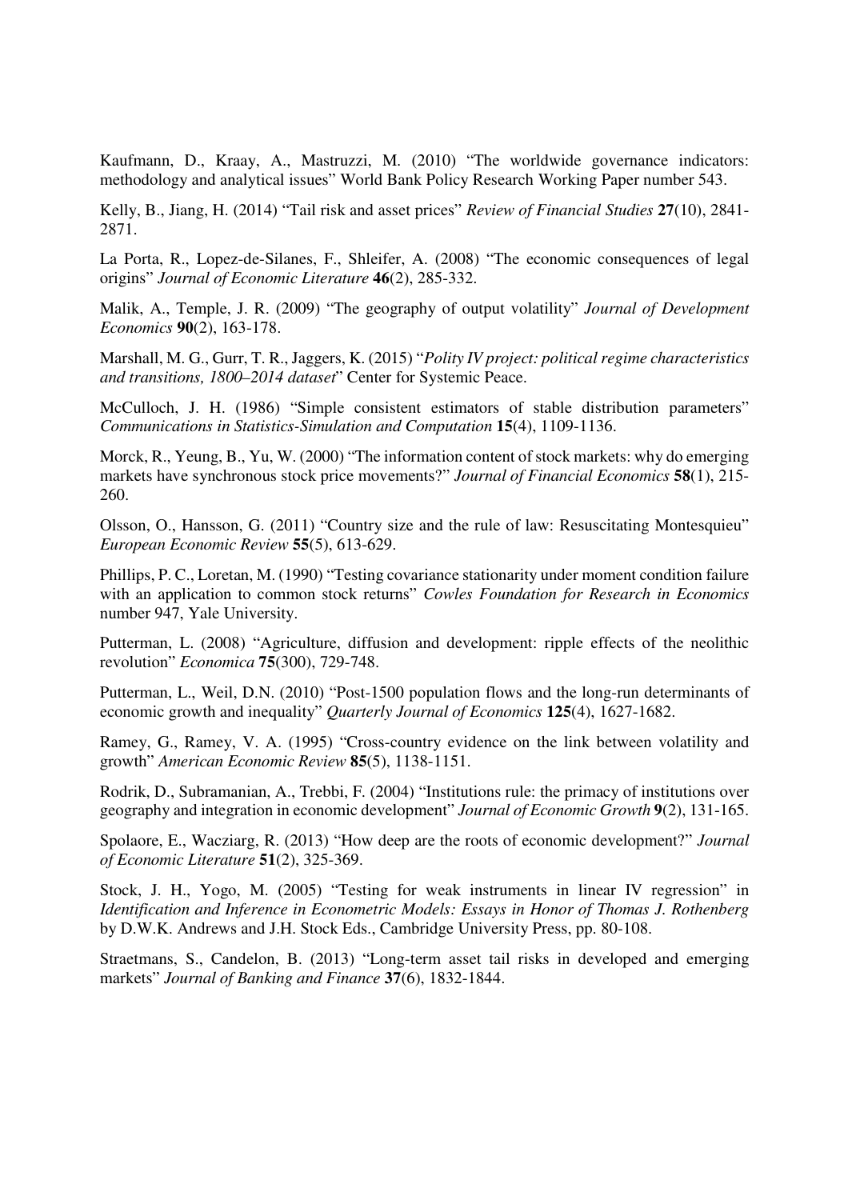Kaufmann, D., Kraay, A., Mastruzzi, M. (2010) "The worldwide governance indicators: methodology and analytical issues" World Bank Policy Research Working Paper number 543.

Kelly, B., Jiang, H. (2014) "Tail risk and asset prices" *Review of Financial Studies* **27**(10), 2841-2871.

La Porta, R., Lopez-de-Silanes, F., Shleifer, A. (2008) "The economic consequences of legal origins" *Journal of Economic Literature* **46**(2), 285-332.

Malik, A., Temple, J. R. (2009) "The geography of output volatility" *Journal of Development Economics* **90**(2), 163-178.

Marshall, M. G., Gurr, T. R., Jaggers, K. (2015) "*Polity IV project: political regime characteristics and transitions, 1800–2014 dataset*" Center for Systemic Peace.

McCulloch, J. H. (1986) "Simple consistent estimators of stable distribution parameters" *Communications in Statistics-Simulation and Computation* **15**(4), 1109-1136.

Morck, R., Yeung, B., Yu, W. (2000) "The information content of stock markets: why do emerging markets have synchronous stock price movements?" *Journal of Financial Economics* **58**(1), 215-260.

Olsson, O., Hansson, G. (2011) "Country size and the rule of law: Resuscitating Montesquieu" *European Economic Review* **55**(5), 613-629.

Phillips, P. C., Loretan, M. (1990) "Testing covariance stationarity under moment condition failure with an application to common stock returns" *Cowles Foundation for Research in Economics* number 947, Yale University.

Putterman, L. (2008) "Agriculture, diffusion and development: ripple effects of the neolithic revolution" *Economica* **75**(300), 729-748.

Putterman, L., Weil, D.N. (2010) "Post-1500 population flows and the long-run determinants of economic growth and inequality" *Quarterly Journal of Economics* **125**(4), 1627-1682.

Ramey, G., Ramey, V. A. (1995) "Cross-country evidence on the link between volatility and growth" *American Economic Review* **85**(5), 1138-1151.

Rodrik, D., Subramanian, A., Trebbi, F. (2004) "Institutions rule: the primacy of institutions over geography and integration in economic development" *Journal of Economic Growth* **9**(2), 131-165.

Spolaore, E., Wacziarg, R. (2013) "How deep are the roots of economic development?" *Journal of Economic Literature* **51**(2), 325-369.

Stock, J. H., Yogo, M. (2005) "Testing for weak instruments in linear IV regression" in *Identification and Inference in Econometric Models: Essays in Honor of Thomas J. Rothenberg* by D.W.K. Andrews and J.H. Stock Eds., Cambridge University Press, pp. 80-108.

Straetmans, S., Candelon, B. (2013) "Long-term asset tail risks in developed and emerging markets" *Journal of Banking and Finance* **37**(6), 1832-1844.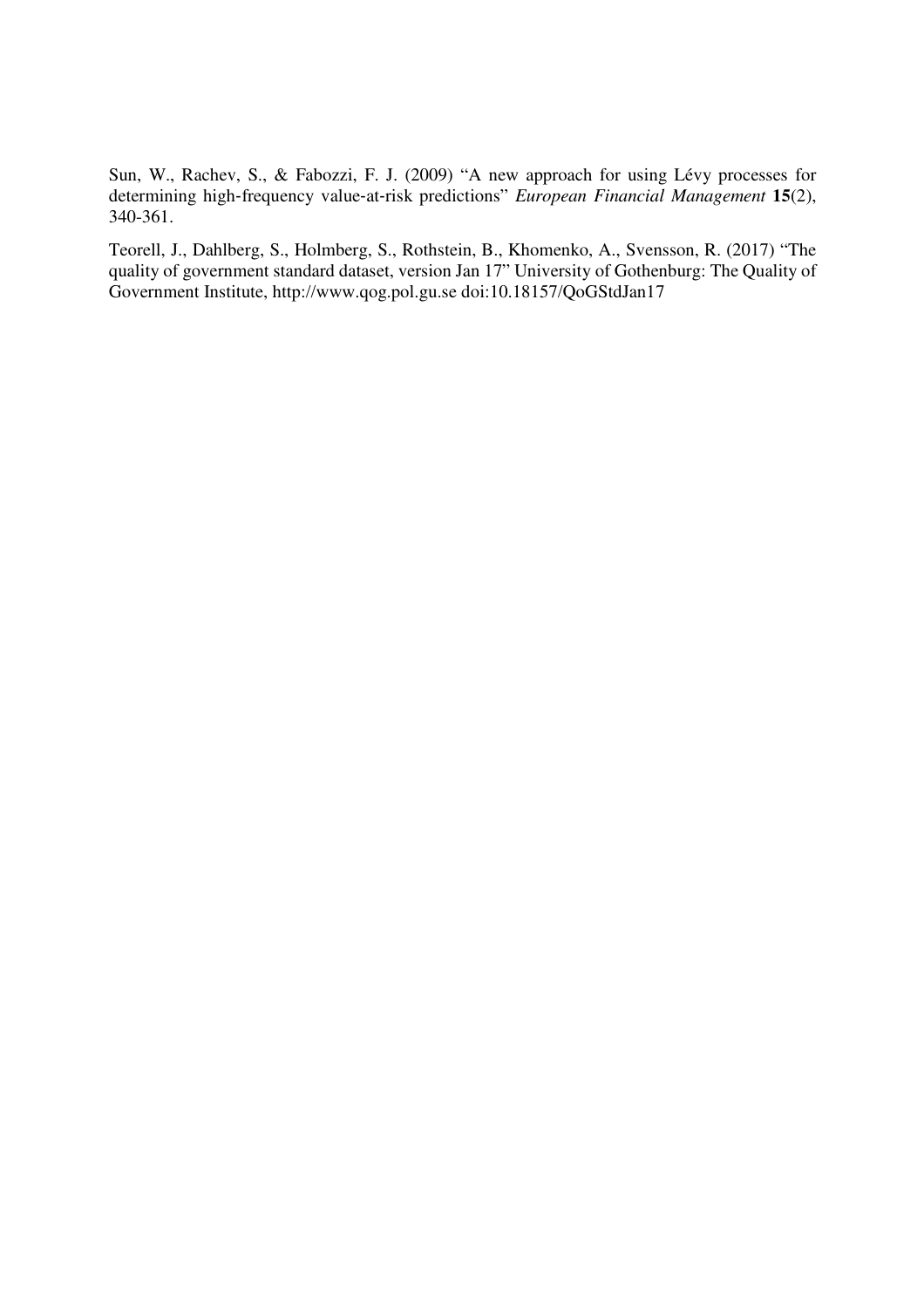Sun, W., Rachev, S., & Fabozzi, F. J. (2009) "A new approach for using Lévy processes for determining high-frequency value-at-risk predictions" *European Financial Management* **15**(2), 340-361.

Teorell, J., Dahlberg, S., Holmberg, S., Rothstein, B., Khomenko, A., Svensson, R. (2017) "The quality of government standard dataset, version Jan 17" University of Gothenburg: The Quality of Government Institute, http://www.qog.pol.gu.se doi:10.18157/QoGStdJan17